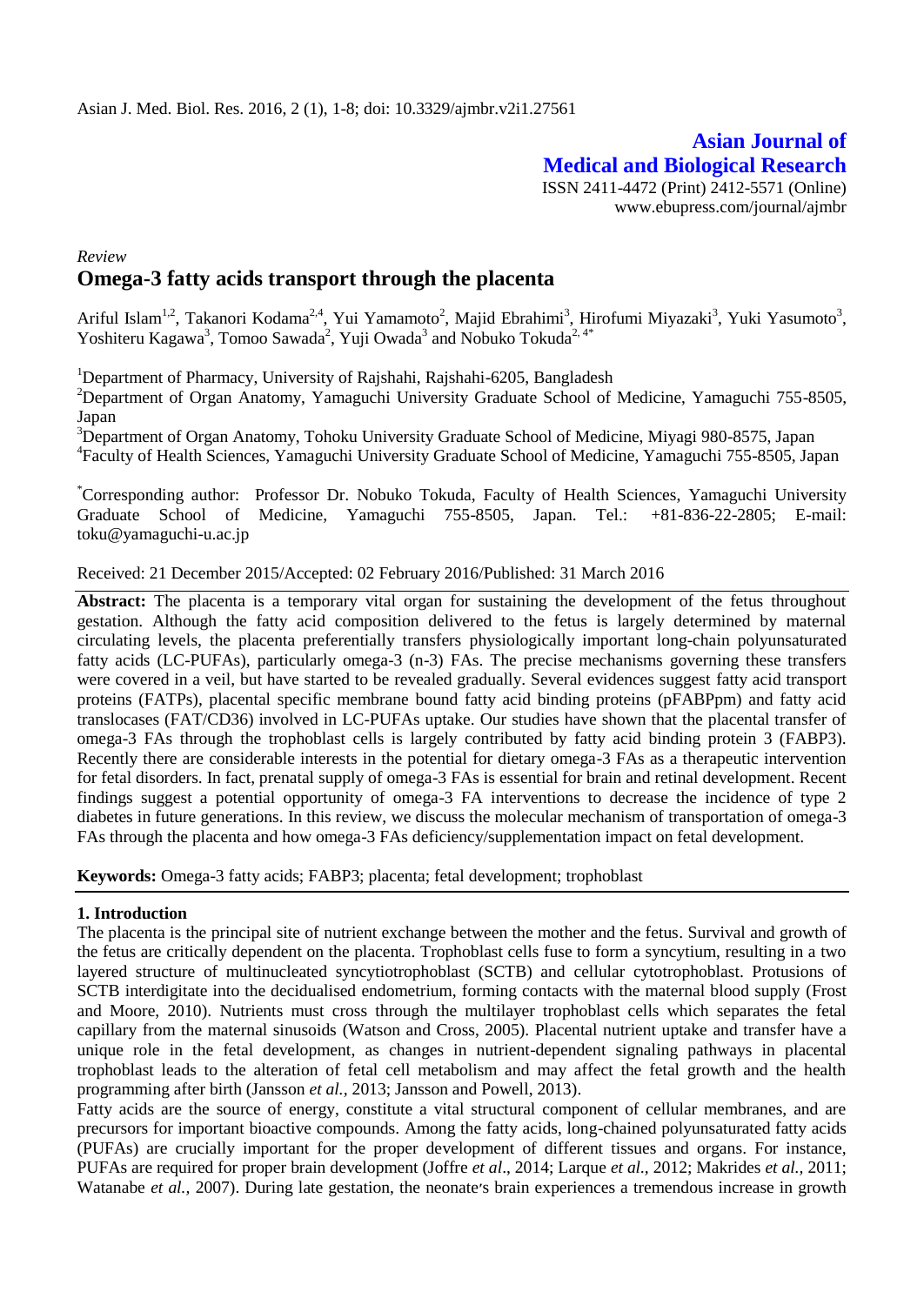Asian J. Med. Biol. Res. 2016, 2 (1), 1-8; doi: 10.3329/ajmbr.v2i1.27561

**Asian Journal of Medical and Biological Research**

ISSN 2411-4472 (Print) 2412-5571 (Online)
www.ebupress.com/journal/ajmbr

*Review*

# Omega-3 fatty acids transport through the placenta

Ariful Islam[1,2], Takanori Kodama[2,4], Yui Yamamoto[2], Majid Ebrahimi[3], Hirofumi Miyazaki[3], Yuki Yasumoto[3], Yoshiteru Kagawa[3], Tomoo Sawada[2], Yuji Owada[3] and Nobuko Tokuda[2,4*]

[1]Department of Pharmacy, University of Rajshahi, Rajshahi-6205, Bangladesh

[2]Department of Organ Anatomy, Yamaguchi University Graduate School of Medicine, Yamaguchi 755-8505, Japan

[3]Department of Organ Anatomy, Tohoku University Graduate School of Medicine, Miyagi 980-8575, Japan

[4]Faculty of Health Sciences, Yamaguchi University Graduate School of Medicine, Yamaguchi 755-8505, Japan

[*]Corresponding author: Professor Dr. Nobuko Tokuda, Faculty of Health Sciences, Yamaguchi University Graduate School of Medicine, Yamaguchi 755-8505, Japan. Tel.: +81-836-22-2805; E-mail: toku@yamaguchi-u.ac.jp

Received: 21 December 2015/Accepted: 02 February 2016/Published: 31 March 2016

**Abstract:** The placenta is a temporary vital organ for sustaining the development of the fetus throughout gestation. Although the fatty acid composition delivered to the fetus is largely determined by maternal circulating levels, the placenta preferentially transfers physiologically important long-chain polyunsaturated fatty acids (LC-PUFAs), particularly omega-3 (n-3) FAs. The precise mechanisms governing these transfers were covered in a veil, but have started to be revealed gradually. Several evidences suggest fatty acid transport proteins (FATPs), placental specific membrane bound fatty acid binding proteins (pFABPpm) and fatty acid translocases (FAT/CD36) involved in LC-PUFAs uptake. Our studies have shown that the placental transfer of omega-3 FAs through the trophoblast cells is largely contributed by fatty acid binding protein 3 (FABP3). Recently there are considerable interests in the potential for dietary omega-3 FAs as a therapeutic intervention for fetal disorders. In fact, prenatal supply of omega-3 FAs is essential for brain and retinal development. Recent findings suggest a potential opportunity of omega-3 FA interventions to decrease the incidence of type 2 diabetes in future generations. In this review, we discuss the molecular mechanism of transportation of omega-3 FAs through the placenta and how omega-3 FAs deficiency/supplementation impact on fetal development.

**Keywords:** Omega-3 fatty acids; FABP3; placenta; fetal development; trophoblast

## 1. Introduction

The placenta is the principal site of nutrient exchange between the mother and the fetus. Survival and growth of the fetus are critically dependent on the placenta. Trophoblast cells fuse to form a syncytium, resulting in a two layered structure of multinucleated syncytiotrophoblast (SCTB) and cellular cytotrophoblast. Protusions of SCTB interdigitate into the decidualised endometrium, forming contacts with the maternal blood supply (Frost and Moore, 2010). Nutrients must cross through the multilayer trophoblast cells which separates the fetal capillary from the maternal sinusoids (Watson and Cross, 2005). Placental nutrient uptake and transfer have a unique role in the fetal development, as changes in nutrient-dependent signaling pathways in placental trophoblast leads to the alteration of fetal cell metabolism and may affect the fetal growth and the health programming after birth (Jansson *et al.*, 2013; Jansson and Powell, 2013).

Fatty acids are the source of energy, constitute a vital structural component of cellular membranes, and are precursors for important bioactive compounds. Among the fatty acids, long-chained polyunsaturated fatty acids (PUFAs) are crucially important for the proper development of different tissues and organs. For instance, PUFAs are required for proper brain development (Joffre *et al*., 2014; Larque *et al.*, 2012; Makrides *et al.,* 2011; Watanabe *et al.,* 2007). During late gestation, the neonate's brain experiences a tremendous increase in growth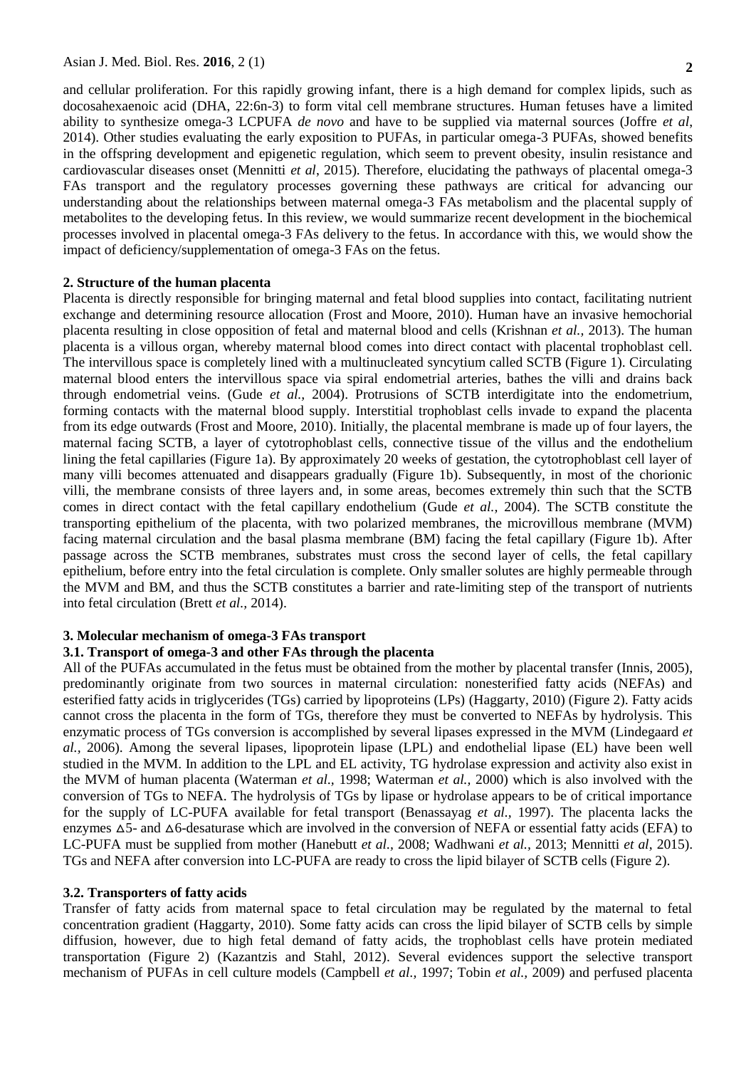and cellular proliferation. For this rapidly growing infant, there is a high demand for complex lipids, such as docosahexaenoic acid (DHA, 22:6n-3) to form vital cell membrane structures. Human fetuses have a limited ability to synthesize omega-3 LCPUFA *de novo* and have to be supplied via maternal sources (Joffre *et al*, 2014). Other studies evaluating the early exposition to PUFAs, in particular omega-3 PUFAs, showed benefits in the offspring development and epigenetic regulation, which seem to prevent obesity, insulin resistance and cardiovascular diseases onset (Mennitti *et al*, 2015). Therefore, elucidating the pathways of placental omega-3 FAs transport and the regulatory processes governing these pathways are critical for advancing our understanding about the relationships between maternal omega-3 FAs metabolism and the placental supply of metabolites to the developing fetus. In this review, we would summarize recent development in the biochemical processes involved in placental omega-3 FAs delivery to the fetus. In accordance with this, we would show the impact of deficiency/supplementation of omega-3 FAs on the fetus.

## 2. Structure of the human placenta

Placenta is directly responsible for bringing maternal and fetal blood supplies into contact, facilitating nutrient exchange and determining resource allocation (Frost and Moore, 2010). Human have an invasive hemochorial placenta resulting in close opposition of fetal and maternal blood and cells (Krishnan *et al.,* 2013). The human placenta is a villous organ, whereby maternal blood comes into direct contact with placental trophoblast cell. The intervillous space is completely lined with a multinucleated syncytium called SCTB (Figure 1). Circulating maternal blood enters the intervillous space via spiral endometrial arteries, bathes the villi and drains back through endometrial veins. (Gude *et al.,* 2004). Protrusions of SCTB interdigitate into the endometrium, forming contacts with the maternal blood supply. Interstitial trophoblast cells invade to expand the placenta from its edge outwards (Frost and Moore, 2010). Initially, the placental membrane is made up of four layers, the maternal facing SCTB, a layer of cytotrophoblast cells, connective tissue of the villus and the endothelium lining the fetal capillaries (Figure 1a). By approximately 20 weeks of gestation, the cytotrophoblast cell layer of many villi becomes attenuated and disappears gradually (Figure 1b). Subsequently, in most of the chorionic villi, the membrane consists of three layers and, in some areas, becomes extremely thin such that the SCTB comes in direct contact with the fetal capillary endothelium (Gude *et al.,* 2004). The SCTB constitute the transporting epithelium of the placenta, with two polarized membranes, the microvillous membrane (MVM) facing maternal circulation and the basal plasma membrane (BM) facing the fetal capillary (Figure 1b). After passage across the SCTB membranes, substrates must cross the second layer of cells, the fetal capillary epithelium, before entry into the fetal circulation is complete. Only smaller solutes are highly permeable through the MVM and BM, and thus the SCTB constitutes a barrier and rate-limiting step of the transport of nutrients into fetal circulation (Brett *et al.,* 2014).

## 3. Molecular mechanism of omega-3 FAs transport

### 3.1. Transport of omega-3 and other FAs through the placenta

All of the PUFAs accumulated in the fetus must be obtained from the mother by placental transfer (Innis, 2005), predominantly originate from two sources in maternal circulation: nonesterified fatty acids (NEFAs) and esterified fatty acids in triglycerides (TGs) carried by lipoproteins (LPs) (Haggarty, 2010) (Figure 2). Fatty acids cannot cross the placenta in the form of TGs, therefore they must be converted to NEFAs by hydrolysis. This enzymatic process of TGs conversion is accomplished by several lipases expressed in the MVM (Lindegaard *et al.,* 2006). Among the several lipases, lipoprotein lipase (LPL) and endothelial lipase (EL) have been well studied in the MVM. In addition to the LPL and EL activity, TG hydrolase expression and activity also exist in the MVM of human placenta (Waterman *et al.,* 1998; Waterman *et al.,* 2000) which is also involved with the conversion of TGs to NEFA. The hydrolysis of TGs by lipase or hydrolase appears to be of critical importance for the supply of LC-PUFA available for fetal transport (Benassayag *et al.,* 1997). The placenta lacks the enzymes ∆5- and ∆6-desaturase which are involved in the conversion of NEFA or essential fatty acids (EFA) to LC-PUFA must be supplied from mother (Hanebutt *et al.,* 2008; Wadhwani *et al.,* 2013; Mennitti *et al*, 2015). TGs and NEFA after conversion into LC-PUFA are ready to cross the lipid bilayer of SCTB cells (Figure 2).

### 3.2. Transporters of fatty acids

Transfer of fatty acids from maternal space to fetal circulation may be regulated by the maternal to fetal concentration gradient (Haggarty, 2010). Some fatty acids can cross the lipid bilayer of SCTB cells by simple diffusion, however, due to high fetal demand of fatty acids, the trophoblast cells have protein mediated transportation (Figure 2) (Kazantzis and Stahl, 2012). Several evidences support the selective transport mechanism of PUFAs in cell culture models (Campbell *et al.,* 1997; Tobin *et al.,* 2009) and perfused placenta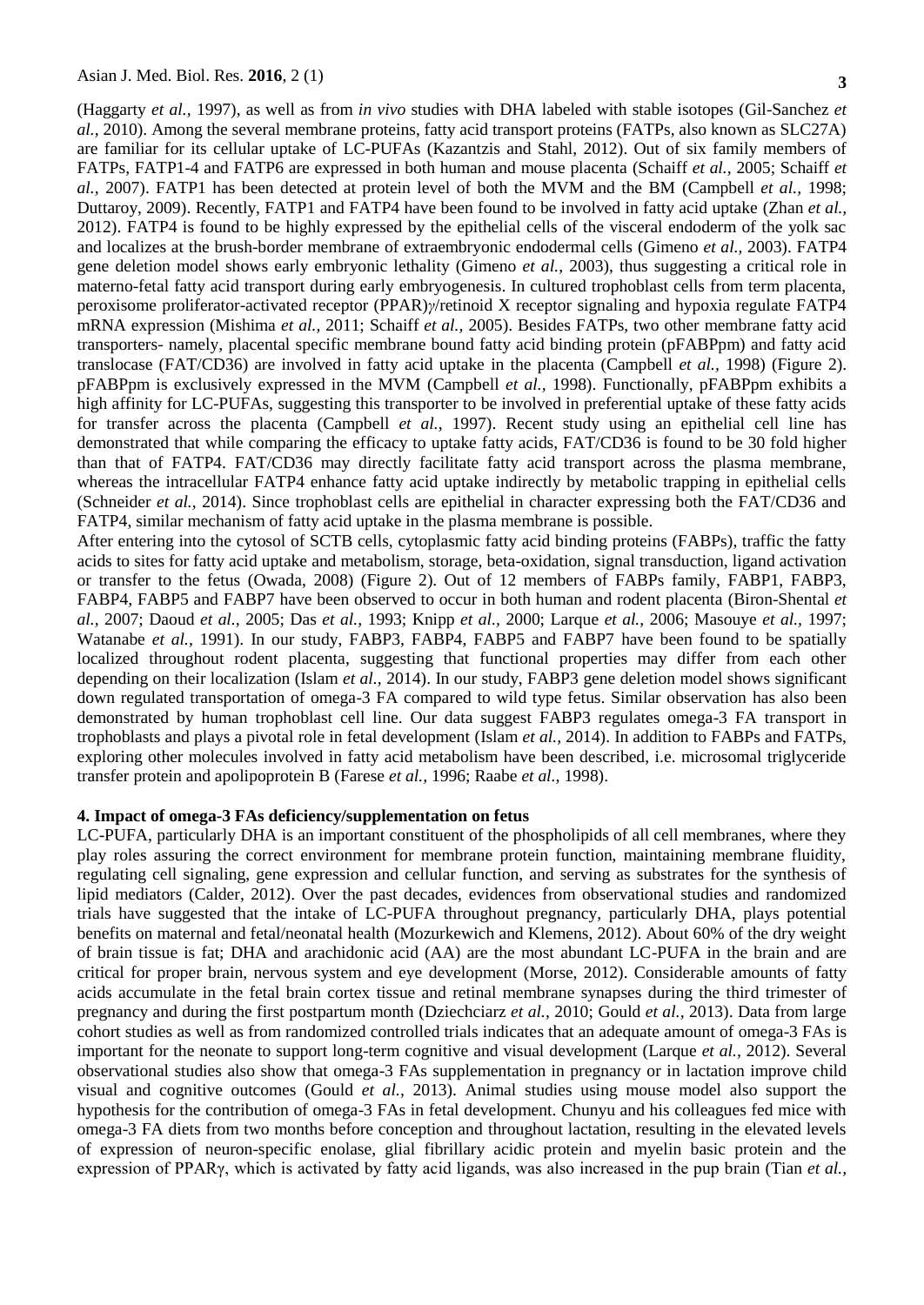(Haggarty *et al.,* 1997), as well as from *in vivo* studies with DHA labeled with stable isotopes (Gil-Sanchez *et al.,* 2010). Among the several membrane proteins, fatty acid transport proteins (FATPs, also known as SLC27A) are familiar for its cellular uptake of LC-PUFAs (Kazantzis and Stahl, 2012). Out of six family members of FATPs, FATP1-4 and FATP6 are expressed in both human and mouse placenta (Schaiff *et al.,* 2005; Schaiff *et al.,* 2007). FATP1 has been detected at protein level of both the MVM and the BM (Campbell *et al.,* 1998; Duttaroy, 2009). Recently, FATP1 and FATP4 have been found to be involved in fatty acid uptake (Zhan *et al.,* 2012). FATP4 is found to be highly expressed by the epithelial cells of the visceral endoderm of the yolk sac and localizes at the brush-border membrane of extraembryonic endodermal cells (Gimeno *et al.,* 2003). FATP4 gene deletion model shows early embryonic lethality (Gimeno *et al.,* 2003), thus suggesting a critical role in materno-fetal fatty acid transport during early embryogenesis. In cultured trophoblast cells from term placenta, peroxisome proliferator-activated receptor (PPAR)*γ*/retinoid X receptor signaling and hypoxia regulate FATP4 mRNA expression (Mishima *et al.,* 2011; Schaiff *et al.,* 2005). Besides FATPs, two other membrane fatty acid transporters- namely, placental specific membrane bound fatty acid binding protein (pFABPpm) and fatty acid translocase (FAT/CD36) are involved in fatty acid uptake in the placenta (Campbell *et al.,* 1998) (Figure 2). pFABPpm is exclusively expressed in the MVM (Campbell *et al.,* 1998). Functionally, pFABPpm exhibits a high affinity for LC-PUFAs, suggesting this transporter to be involved in preferential uptake of these fatty acids for transfer across the placenta (Campbell *et al.,* 1997). Recent study using an epithelial cell line has demonstrated that while comparing the efficacy to uptake fatty acids, FAT/CD36 is found to be 30 fold higher than that of FATP4. FAT/CD36 may directly facilitate fatty acid transport across the plasma membrane, whereas the intracellular FATP4 enhance fatty acid uptake indirectly by metabolic trapping in epithelial cells (Schneider *et al.,* 2014). Since trophoblast cells are epithelial in character expressing both the FAT/CD36 and FATP4, similar mechanism of fatty acid uptake in the plasma membrane is possible.

After entering into the cytosol of SCTB cells, cytoplasmic fatty acid binding proteins (FABPs), traffic the fatty acids to sites for fatty acid uptake and metabolism, storage, beta-oxidation, signal transduction, ligand activation or transfer to the fetus (Owada, 2008) (Figure 2). Out of 12 members of FABPs family, FABP1, FABP3, FABP4, FABP5 and FABP7 have been observed to occur in both human and rodent placenta (Biron-Shental *et al.,* 2007; Daoud *et al.,* 2005; Das *et al.,* 1993; Knipp *et al.,* 2000; Larque *et al.,* 2006; Masouye *et al.,* 1997; Watanabe *et al.,* 1991). In our study, FABP3, FABP4, FABP5 and FABP7 have been found to be spatially localized throughout rodent placenta, suggesting that functional properties may differ from each other depending on their localization (Islam *et al.,* 2014). In our study, FABP3 gene deletion model shows significant down regulated transportation of omega-3 FA compared to wild type fetus. Similar observation has also been demonstrated by human trophoblast cell line. Our data suggest FABP3 regulates omega-3 FA transport in trophoblasts and plays a pivotal role in fetal development (Islam *et al.,* 2014). In addition to FABPs and FATPs, exploring other molecules involved in fatty acid metabolism have been described, i.e. microsomal triglyceride transfer protein and apolipoprotein B (Farese *et al.,* 1996; Raabe *et al.,* 1998).

## 4. Impact of omega-3 FAs deficiency/supplementation on fetus

LC-PUFA, particularly DHA is an important constituent of the phospholipids of all cell membranes, where they play roles assuring the correct environment for membrane protein function, maintaining membrane fluidity, regulating cell signaling, gene expression and cellular function, and serving as substrates for the synthesis of lipid mediators (Calder, 2012). Over the past decades, evidences from observational studies and randomized trials have suggested that the intake of LC-PUFA throughout pregnancy, particularly DHA, plays potential benefits on maternal and fetal/neonatal health (Mozurkewich and Klemens, 2012). About 60% of the dry weight of brain tissue is fat; DHA and arachidonic acid (AA) are the most abundant LC-PUFA in the brain and are critical for proper brain, nervous system and eye development (Morse, 2012). Considerable amounts of fatty acids accumulate in the fetal brain cortex tissue and retinal membrane synapses during the third trimester of pregnancy and during the first postpartum month (Dziechciarz *et al.,* 2010; Gould *et al.,* 2013). Data from large cohort studies as well as from randomized controlled trials indicates that an adequate amount of omega-3 FAs is important for the neonate to support long-term cognitive and visual development (Larque *et al.,* 2012). Several observational studies also show that omega-3 FAs supplementation in pregnancy or in lactation improve child visual and cognitive outcomes (Gould *et al.,* 2013). Animal studies using mouse model also support the hypothesis for the contribution of omega-3 FAs in fetal development. Chunyu and his colleagues fed mice with omega-3 FA diets from two months before conception and throughout lactation, resulting in the elevated levels of expression of neuron-specific enolase, glial fibrillary acidic protein and myelin basic protein and the expression of PPARγ, which is activated by fatty acid ligands, was also increased in the pup brain (Tian *et al.,*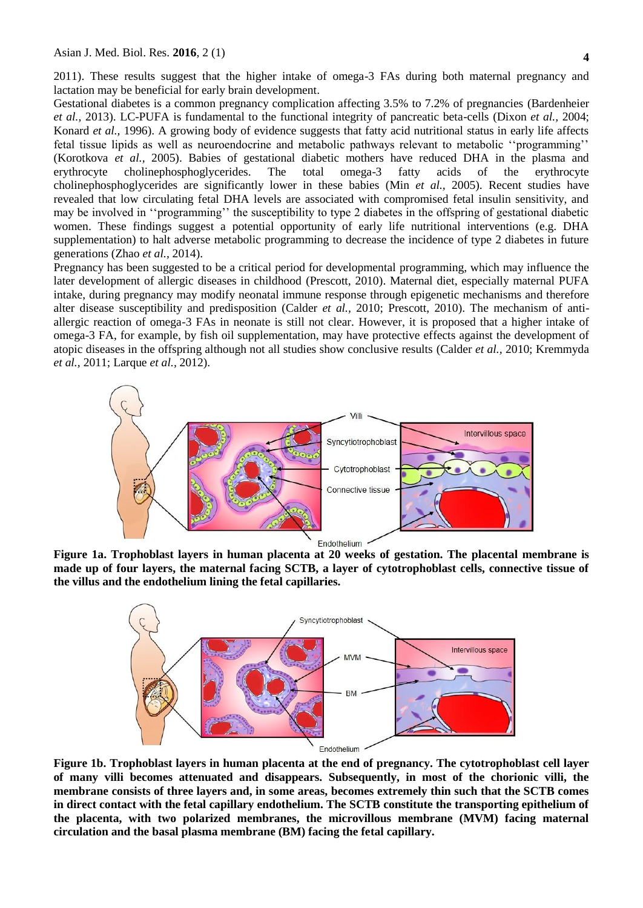2011). These results suggest that the higher intake of omega-3 FAs during both maternal pregnancy and lactation may be beneficial for early brain development.

Gestational diabetes is a common pregnancy complication affecting 3.5% to 7.2% of pregnancies (Bardenheier *et al.,* 2013). LC-PUFA is fundamental to the functional integrity of pancreatic beta-cells (Dixon *et al.,* 2004; Konard *et al.,* 1996). A growing body of evidence suggests that fatty acid nutritional status in early life affects fetal tissue lipids as well as neuroendocrine and metabolic pathways relevant to metabolic ''programming'' (Korotkova *et al.,* 2005). Babies of gestational diabetic mothers have reduced DHA in the plasma and erythrocyte cholinephosphoglycerides. The total omega-3 fatty acids of the erythrocyte cholinephosphoglycerides are significantly lower in these babies (Min *et al.,* 2005). Recent studies have revealed that low circulating fetal DHA levels are associated with compromised fetal insulin sensitivity, and may be involved in ''programming'' the susceptibility to type 2 diabetes in the offspring of gestational diabetic women. These findings suggest a potential opportunity of early life nutritional interventions (e.g. DHA supplementation) to halt adverse metabolic programming to decrease the incidence of type 2 diabetes in future generations (Zhao *et al.,* 2014).

Pregnancy has been suggested to be a critical period for developmental programming, which may influence the later development of allergic diseases in childhood (Prescott, 2010). Maternal diet, especially maternal PUFA intake, during pregnancy may modify neonatal immune response through epigenetic mechanisms and therefore alter disease susceptibility and predisposition (Calder *et al.,* 2010; Prescott, 2010). The mechanism of anti-allergic reaction of omega-3 FAs in neonate is still not clear. However, it is proposed that a higher intake of omega-3 FA, for example, by fish oil supplementation, may have protective effects against the development of atopic diseases in the offspring although not all studies show conclusive results (Calder *et al.,* 2010; Kremmyda *et al.,* 2011; Larque *et al.,* 2012).

**Figure 1a. Trophoblast layers in human placenta at 20 weeks of gestation. The placental membrane is made up of four layers, the maternal facing SCTB, a layer of cytotrophoblast cells, connective tissue of the villus and the endothelium lining the fetal capillaries.**

**Figure 1b. Trophoblast layers in human placenta at the end of pregnancy. The cytotrophoblast cell layer of many villi becomes attenuated and disappears. Subsequently, in most of the chorionic villi, the membrane consists of three layers and, in some areas, becomes extremely thin such that the SCTB comes in direct contact with the fetal capillary endothelium. The SCTB constitute the transporting epithelium of the placenta, with two polarized membranes, the microvillous membrane (MVM) facing maternal circulation and the basal plasma membrane (BM) facing the fetal capillary.**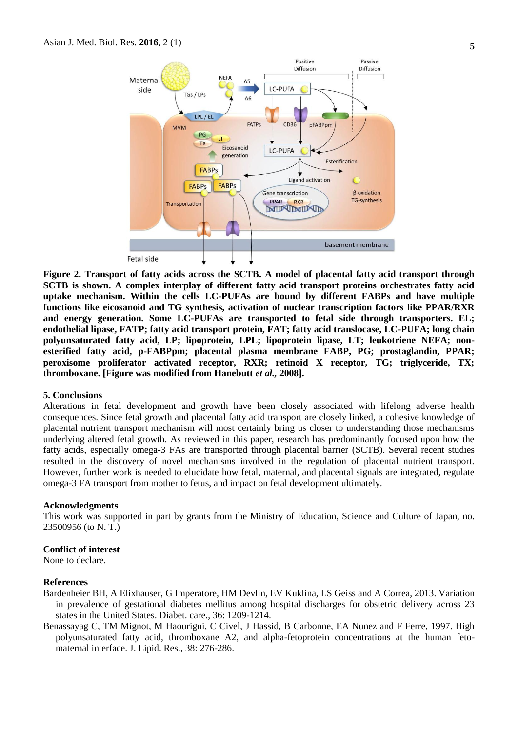**Figure 2. Transport of fatty acids across the SCTB. A model of placental fatty acid transport through SCTB is shown. A complex interplay of different fatty acid transport proteins orchestrates fatty acid uptake mechanism. Within the cells LC-PUFAs are bound by different FABPs and have multiple functions like eicosanoid and TG synthesis, activation of nuclear transcription factors like PPAR/RXR and energy generation. Some LC-PUFAs are transported to fetal side through transporters. EL; endothelial lipase, FATP; fatty acid transport protein, FAT; fatty acid translocase, LC-PUFA; long chain polyunsaturated fatty acid, LP; lipoprotein, LPL; lipoprotein lipase, LT; leukotriene NEFA; non-esterified fatty acid, p-FABPpm; placental plasma membrane FABP, PG; prostaglandin, PPAR; peroxisome proliferator activated receptor, RXR; retinoid X receptor, TG; triglyceride, TX; thromboxane. [Figure was modified from Hanebutt *et al.*, 2008].**

## 5. Conclusions

Alterations in fetal development and growth have been closely associated with lifelong adverse health consequences. Since fetal growth and placental fatty acid transport are closely linked, a cohesive knowledge of placental nutrient transport mechanism will most certainly bring us closer to understanding those mechanisms underlying altered fetal growth. As reviewed in this paper, research has predominantly focused upon how the fatty acids, especially omega-3 FAs are transported through placental barrier (SCTB). Several recent studies resulted in the discovery of novel mechanisms involved in the regulation of placental nutrient transport. However, further work is needed to elucidate how fetal, maternal, and placental signals are integrated, regulate omega-3 FA transport from mother to fetus, and impact on fetal development ultimately.

## Acknowledgments

This work was supported in part by grants from the Ministry of Education, Science and Culture of Japan, no. 23500956 (to N. T.)

## Conflict of interest

None to declare.

## References

Bardenheier BH, A Elixhauser, G Imperatore, HM Devlin, EV Kuklina, LS Geiss and A Correa, 2013. Variation in prevalence of gestational diabetes mellitus among hospital discharges for obstetric delivery across 23 states in the United States. Diabet. care., 36: 1209-1214.

Benassayag C, TM Mignot, M Haourigui, C Civel, J Hassid, B Carbonne, EA Nunez and F Ferre, 1997. High polyunsaturated fatty acid, thromboxane A2, and alpha-fetoprotein concentrations at the human feto-maternal interface. J. Lipid. Res., 38: 276-286.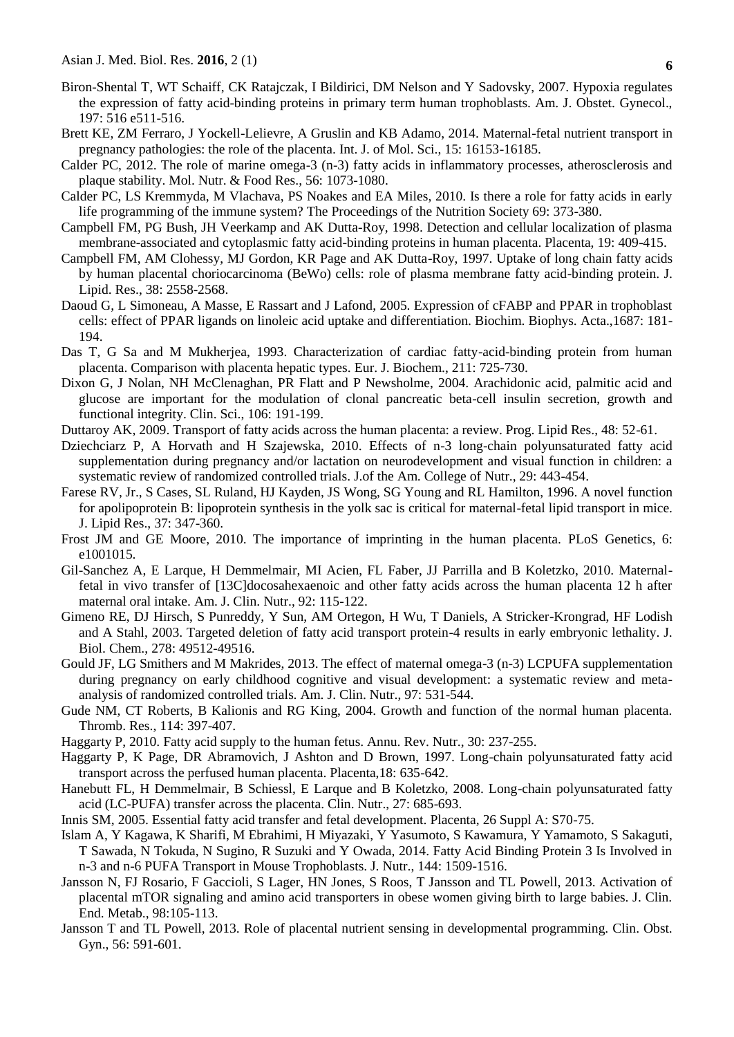Biron-Shental T, WT Schaiff, CK Ratajczak, I Bildirici, DM Nelson and Y Sadovsky, 2007. Hypoxia regulates the expression of fatty acid-binding proteins in primary term human trophoblasts. Am. J. Obstet. Gynecol., 197: 516 e511-516.

Brett KE, ZM Ferraro, J Yockell-Lelievre, A Gruslin and KB Adamo, 2014. Maternal-fetal nutrient transport in pregnancy pathologies: the role of the placenta. Int. J. of Mol. Sci., 15: 16153-16185.

Calder PC, 2012. The role of marine omega-3 (n-3) fatty acids in inflammatory processes, atherosclerosis and plaque stability. Mol. Nutr. & Food Res., 56: 1073-1080.

Calder PC, LS Kremmyda, M Vlachava, PS Noakes and EA Miles, 2010. Is there a role for fatty acids in early life programming of the immune system? The Proceedings of the Nutrition Society 69: 373-380.

Campbell FM, PG Bush, JH Veerkamp and AK Dutta-Roy, 1998. Detection and cellular localization of plasma membrane-associated and cytoplasmic fatty acid-binding proteins in human placenta. Placenta, 19: 409-415.

Campbell FM, AM Clohessy, MJ Gordon, KR Page and AK Dutta-Roy, 1997. Uptake of long chain fatty acids by human placental choriocarcinoma (BeWo) cells: role of plasma membrane fatty acid-binding protein. J. Lipid. Res., 38: 2558-2568.

Daoud G, L Simoneau, A Masse, E Rassart and J Lafond, 2005. Expression of cFABP and PPAR in trophoblast cells: effect of PPAR ligands on linoleic acid uptake and differentiation. Biochim. Biophys. Acta.,1687: 181-194.

Das T, G Sa and M Mukherjea, 1993. Characterization of cardiac fatty-acid-binding protein from human placenta. Comparison with placenta hepatic types. Eur. J. Biochem., 211: 725-730.

Dixon G, J Nolan, NH McClenaghan, PR Flatt and P Newsholme, 2004. Arachidonic acid, palmitic acid and glucose are important for the modulation of clonal pancreatic beta-cell insulin secretion, growth and functional integrity. Clin. Sci., 106: 191-199.

Duttaroy AK, 2009. Transport of fatty acids across the human placenta: a review. Prog. Lipid Res., 48: 52-61.

Dziechciarz P, A Horvath and H Szajewska, 2010. Effects of n-3 long-chain polyunsaturated fatty acid supplementation during pregnancy and/or lactation on neurodevelopment and visual function in children: a systematic review of randomized controlled trials. J.of the Am. College of Nutr., 29: 443-454.

Farese RV, Jr., S Cases, SL Ruland, HJ Kayden, JS Wong, SG Young and RL Hamilton, 1996. A novel function for apolipoprotein B: lipoprotein synthesis in the yolk sac is critical for maternal-fetal lipid transport in mice. J. Lipid Res., 37: 347-360.

Frost JM and GE Moore, 2010. The importance of imprinting in the human placenta. PLoS Genetics, 6: e1001015.

Gil-Sanchez A, E Larque, H Demmelmair, MI Acien, FL Faber, JJ Parrilla and B Koletzko, 2010. Maternal-fetal in vivo transfer of [13C]docosahexaenoic and other fatty acids across the human placenta 12 h after maternal oral intake. Am. J. Clin. Nutr., 92: 115-122.

Gimeno RE, DJ Hirsch, S Punreddy, Y Sun, AM Ortegon, H Wu, T Daniels, A Stricker-Krongrad, HF Lodish and A Stahl, 2003. Targeted deletion of fatty acid transport protein-4 results in early embryonic lethality. J. Biol. Chem., 278: 49512-49516.

Gould JF, LG Smithers and M Makrides, 2013. The effect of maternal omega-3 (n-3) LCPUFA supplementation during pregnancy on early childhood cognitive and visual development: a systematic review and meta-analysis of randomized controlled trials. Am. J. Clin. Nutr., 97: 531-544.

Gude NM, CT Roberts, B Kalionis and RG King, 2004. Growth and function of the normal human placenta. Thromb. Res., 114: 397-407.

Haggarty P, 2010. Fatty acid supply to the human fetus. Annu. Rev. Nutr., 30: 237-255.

Haggarty P, K Page, DR Abramovich, J Ashton and D Brown, 1997. Long-chain polyunsaturated fatty acid transport across the perfused human placenta. Placenta,18: 635-642.

Hanebutt FL, H Demmelmair, B Schiessl, E Larque and B Koletzko, 2008. Long-chain polyunsaturated fatty acid (LC-PUFA) transfer across the placenta. Clin. Nutr., 27: 685-693.

Innis SM, 2005. Essential fatty acid transfer and fetal development. Placenta, 26 Suppl A: S70-75.

Islam A, Y Kagawa, K Sharifi, M Ebrahimi, H Miyazaki, Y Yasumoto, S Kawamura, Y Yamamoto, S Sakaguti, T Sawada, N Tokuda, N Sugino, R Suzuki and Y Owada, 2014. Fatty Acid Binding Protein 3 Is Involved in n-3 and n-6 PUFA Transport in Mouse Trophoblasts. J. Nutr., 144: 1509-1516.

Jansson N, FJ Rosario, F Gaccioli, S Lager, HN Jones, S Roos, T Jansson and TL Powell, 2013. Activation of placental mTOR signaling and amino acid transporters in obese women giving birth to large babies. J. Clin. End. Metab., 98:105-113.

Jansson T and TL Powell, 2013. Role of placental nutrient sensing in developmental programming. Clin. Obst. Gyn., 56: 591-601.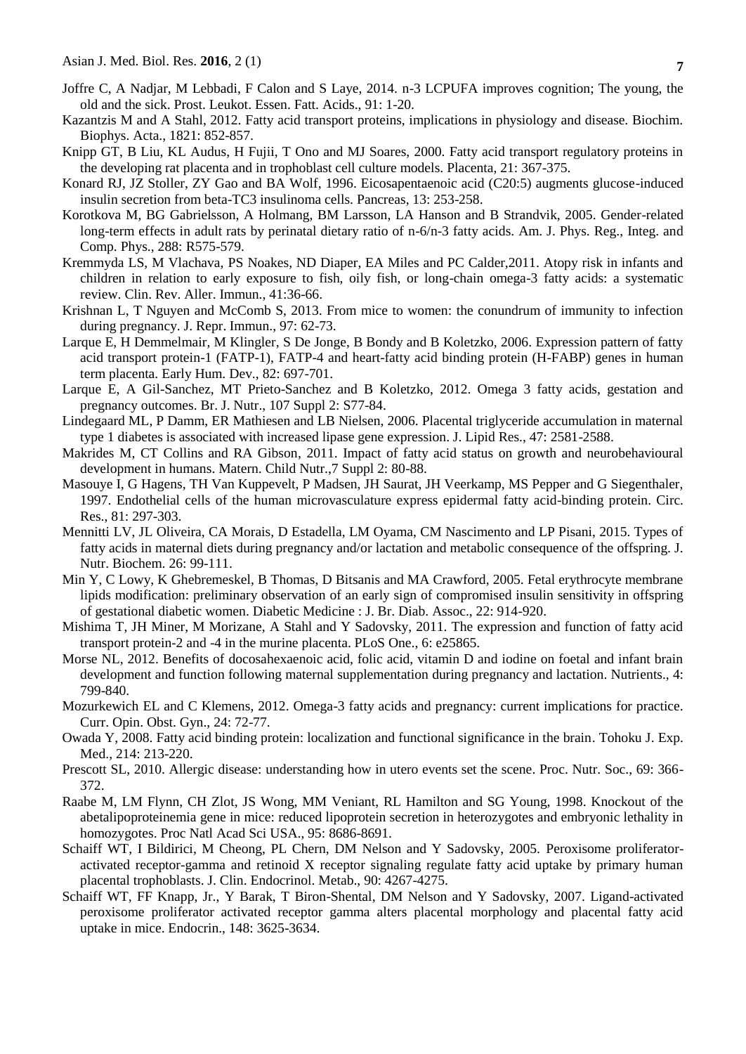Joffre C, A Nadjar, M Lebbadi, F Calon and S Laye, 2014. n-3 LCPUFA improves cognition; The young, the old and the sick. Prost. Leukot. Essen. Fatt. Acids., 91: 1-20.

Kazantzis M and A Stahl, 2012. Fatty acid transport proteins, implications in physiology and disease. Biochim. Biophys. Acta., 1821: 852-857.

Knipp GT, B Liu, KL Audus, H Fujii, T Ono and MJ Soares, 2000. Fatty acid transport regulatory proteins in the developing rat placenta and in trophoblast cell culture models. Placenta, 21: 367-375.

Konard RJ, JZ Stoller, ZY Gao and BA Wolf, 1996. Eicosapentaenoic acid (C20:5) augments glucose-induced insulin secretion from beta-TC3 insulinoma cells. Pancreas, 13: 253-258.

Korotkova M, BG Gabrielsson, A Holmang, BM Larsson, LA Hanson and B Strandvik, 2005. Gender-related long-term effects in adult rats by perinatal dietary ratio of n-6/n-3 fatty acids. Am. J. Phys. Reg., Integ. and Comp. Phys., 288: R575-579.

Kremmyda LS, M Vlachava, PS Noakes, ND Diaper, EA Miles and PC Calder,2011. Atopy risk in infants and children in relation to early exposure to fish, oily fish, or long-chain omega-3 fatty acids: a systematic review. Clin. Rev. Aller. Immun., 41:36-66.

Krishnan L, T Nguyen and McComb S, 2013. From mice to women: the conundrum of immunity to infection during pregnancy. J. Repr. Immun., 97: 62-73.

Larque E, H Demmelmair, M Klingler, S De Jonge, B Bondy and B Koletzko, 2006. Expression pattern of fatty acid transport protein-1 (FATP-1), FATP-4 and heart-fatty acid binding protein (H-FABP) genes in human term placenta. Early Hum. Dev., 82: 697-701.

Larque E, A Gil-Sanchez, MT Prieto-Sanchez and B Koletzko, 2012. Omega 3 fatty acids, gestation and pregnancy outcomes. Br. J. Nutr., 107 Suppl 2: S77-84.

Lindegaard ML, P Damm, ER Mathiesen and LB Nielsen, 2006. Placental triglyceride accumulation in maternal type 1 diabetes is associated with increased lipase gene expression. J. Lipid Res., 47: 2581-2588.

Makrides M, CT Collins and RA Gibson, 2011. Impact of fatty acid status on growth and neurobehavioural development in humans. Matern. Child Nutr.,7 Suppl 2: 80-88.

Masouye I, G Hagens, TH Van Kuppevelt, P Madsen, JH Saurat, JH Veerkamp, MS Pepper and G Siegenthaler, 1997. Endothelial cells of the human microvasculature express epidermal fatty acid-binding protein. Circ. Res., 81: 297-303.

Mennitti LV, JL Oliveira, CA Morais, D Estadella, LM Oyama, CM Nascimento and LP Pisani, 2015. Types of fatty acids in maternal diets during pregnancy and/or lactation and metabolic consequence of the offspring. J. Nutr. Biochem. 26: 99-111.

Min Y, C Lowy, K Ghebremeskel, B Thomas, D Bitsanis and MA Crawford, 2005. Fetal erythrocyte membrane lipids modification: preliminary observation of an early sign of compromised insulin sensitivity in offspring of gestational diabetic women. Diabetic Medicine : J. Br. Diab. Assoc., 22: 914-920.

Mishima T, JH Miner, M Morizane, A Stahl and Y Sadovsky, 2011. The expression and function of fatty acid transport protein-2 and -4 in the murine placenta. PLoS One., 6: e25865.

Morse NL, 2012. Benefits of docosahexaenoic acid, folic acid, vitamin D and iodine on foetal and infant brain development and function following maternal supplementation during pregnancy and lactation. Nutrients., 4: 799-840.

Mozurkewich EL and C Klemens, 2012. Omega-3 fatty acids and pregnancy: current implications for practice. Curr. Opin. Obst. Gyn., 24: 72-77.

Owada Y, 2008. Fatty acid binding protein: localization and functional significance in the brain. Tohoku J. Exp. Med., 214: 213-220.

Prescott SL, 2010. Allergic disease: understanding how in utero events set the scene. Proc. Nutr. Soc., 69: 366-372.

Raabe M, LM Flynn, CH Zlot, JS Wong, MM Veniant, RL Hamilton and SG Young, 1998. Knockout of the abetalipoproteinemia gene in mice: reduced lipoprotein secretion in heterozygotes and embryonic lethality in homozygotes. Proc Natl Acad Sci USA., 95: 8686-8691.

Schaiff WT, I Bildirici, M Cheong, PL Chern, DM Nelson and Y Sadovsky, 2005. Peroxisome proliferator-activated receptor-gamma and retinoid X receptor signaling regulate fatty acid uptake by primary human placental trophoblasts. J. Clin. Endocrinol. Metab., 90: 4267-4275.

Schaiff WT, FF Knapp, Jr., Y Barak, T Biron-Shental, DM Nelson and Y Sadovsky, 2007. Ligand-activated peroxisome proliferator activated receptor gamma alters placental morphology and placental fatty acid uptake in mice. Endocrin., 148: 3625-3634.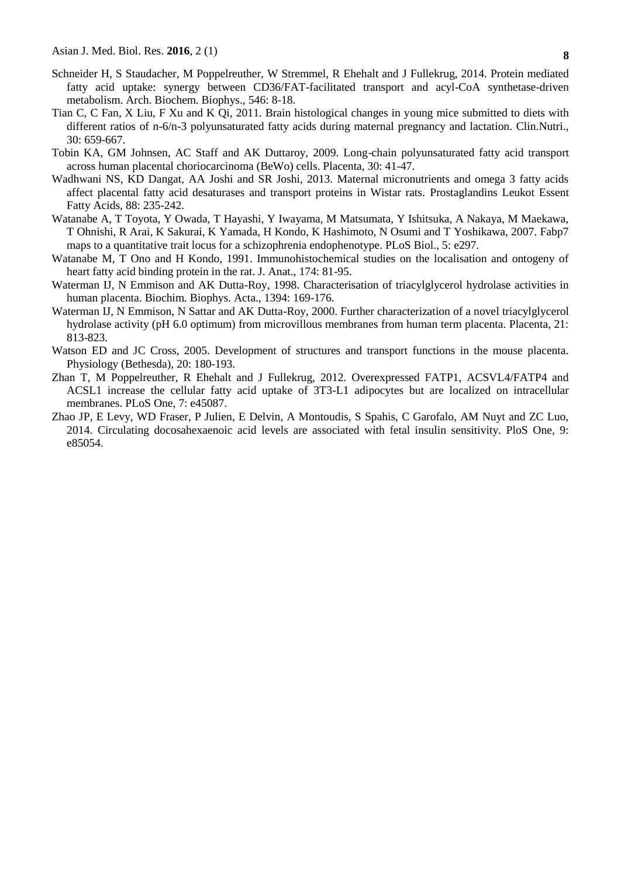Schneider H, S Staudacher, M Poppelreuther, W Stremmel, R Ehehalt and J Fullekrug, 2014. Protein mediated fatty acid uptake: synergy between CD36/FAT-facilitated transport and acyl-CoA synthetase-driven metabolism. Arch. Biochem. Biophys., 546: 8-18.

Tian C, C Fan, X Liu, F Xu and K Qi, 2011. Brain histological changes in young mice submitted to diets with different ratios of n-6/n-3 polyunsaturated fatty acids during maternal pregnancy and lactation. Clin.Nutri., 30: 659-667.

Tobin KA, GM Johnsen, AC Staff and AK Duttaroy, 2009. Long-chain polyunsaturated fatty acid transport across human placental choriocarcinoma (BeWo) cells. Placenta, 30: 41-47.

Wadhwani NS, KD Dangat, AA Joshi and SR Joshi, 2013. Maternal micronutrients and omega 3 fatty acids affect placental fatty acid desaturases and transport proteins in Wistar rats. Prostaglandins Leukot Essent Fatty Acids, 88: 235-242.

Watanabe A, T Toyota, Y Owada, T Hayashi, Y Iwayama, M Matsumata, Y Ishitsuka, A Nakaya, M Maekawa, T Ohnishi, R Arai, K Sakurai, K Yamada, H Kondo, K Hashimoto, N Osumi and T Yoshikawa, 2007. Fabp7 maps to a quantitative trait locus for a schizophrenia endophenotype. PLoS Biol., 5: e297.

Watanabe M, T Ono and H Kondo, 1991. Immunohistochemical studies on the localisation and ontogeny of heart fatty acid binding protein in the rat. J. Anat., 174: 81-95.

Waterman IJ, N Emmison and AK Dutta-Roy, 1998. Characterisation of triacylglycerol hydrolase activities in human placenta. Biochim. Biophys. Acta., 1394: 169-176.

Waterman IJ, N Emmison, N Sattar and AK Dutta-Roy, 2000. Further characterization of a novel triacylglycerol hydrolase activity (pH 6.0 optimum) from microvillous membranes from human term placenta. Placenta, 21: 813-823.

Watson ED and JC Cross, 2005. Development of structures and transport functions in the mouse placenta. Physiology (Bethesda), 20: 180-193.

Zhan T, M Poppelreuther, R Ehehalt and J Fullekrug, 2012. Overexpressed FATP1, ACSVL4/FATP4 and ACSL1 increase the cellular fatty acid uptake of 3T3-L1 adipocytes but are localized on intracellular membranes. PLoS One, 7: e45087.

Zhao JP, E Levy, WD Fraser, P Julien, E Delvin, A Montoudis, S Spahis, C Garofalo, AM Nuyt and ZC Luo, 2014. Circulating docosahexaenoic acid levels are associated with fetal insulin sensitivity. PloS One, 9: e85054.